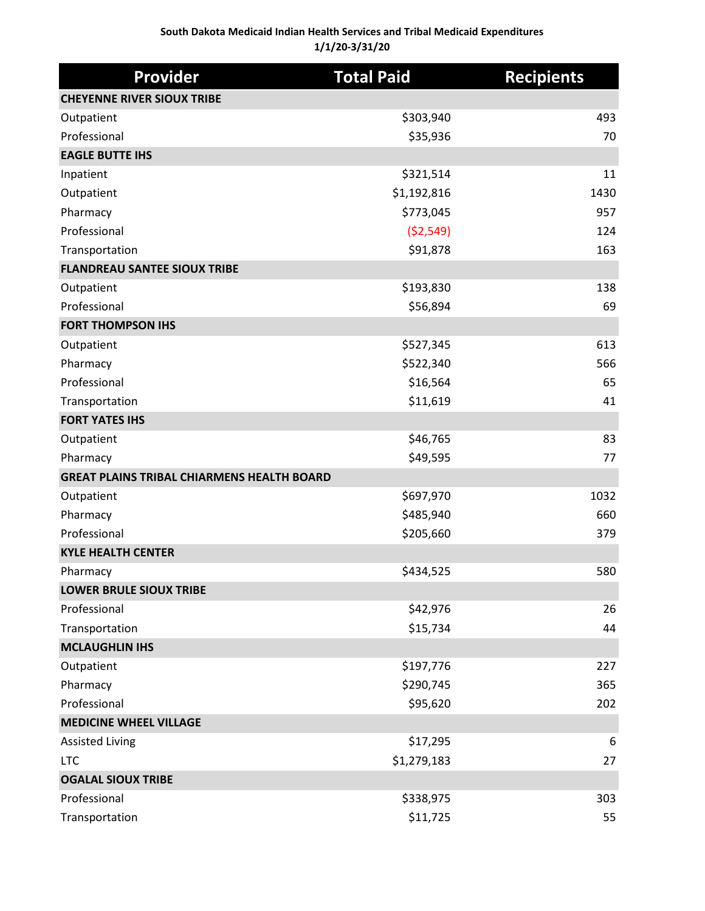**South Dakota Medicaid Indian Health Services and Tribal Medicaid Expenditures**
**1/1/20-3/31/20**

| Provider | Total Paid | Recipients |
|---|---|---|
| **CHEYENNE RIVER SIOUX TRIBE** | | |
| Outpatient | $303,940 | 493 |
| Professional | $35,936 | 70 |
| **EAGLE BUTTE IHS** | | |
| Inpatient | $321,514 | 11 |
| Outpatient | $1,192,816 | 1430 |
| Pharmacy | $773,045 | 957 |
| Professional | ($2,549) | 124 |
| Transportation | $91,878 | 163 |
| **FLANDREAU SANTEE SIOUX TRIBE** | | |
| Outpatient | $193,830 | 138 |
| Professional | $56,894 | 69 |
| **FORT THOMPSON IHS** | | |
| Outpatient | $527,345 | 613 |
| Pharmacy | $522,340 | 566 |
| Professional | $16,564 | 65 |
| Transportation | $11,619 | 41 |
| **FORT YATES IHS** | | |
| Outpatient | $46,765 | 83 |
| Pharmacy | $49,595 | 77 |
| **GREAT PLAINS TRIBAL CHIARMENS HEALTH BOARD** | | |
| Outpatient | $697,970 | 1032 |
| Pharmacy | $485,940 | 660 |
| Professional | $205,660 | 379 |
| **KYLE HEALTH CENTER** | | |
| Pharmacy | $434,525 | 580 |
| **LOWER BRULE SIOUX TRIBE** | | |
| Professional | $42,976 | 26 |
| Transportation | $15,734 | 44 |
| **MCLAUGHLIN IHS** | | |
| Outpatient | $197,776 | 227 |
| Pharmacy | $290,745 | 365 |
| Professional | $95,620 | 202 |
| **MEDICINE WHEEL VILLAGE** | | |
| Assisted Living | $17,295 | 6 |
| LTC | $1,279,183 | 27 |
| **OGALAL SIOUX TRIBE** | | |
| Professional | $338,975 | 303 |
| Transportation | $11,725 | 55 |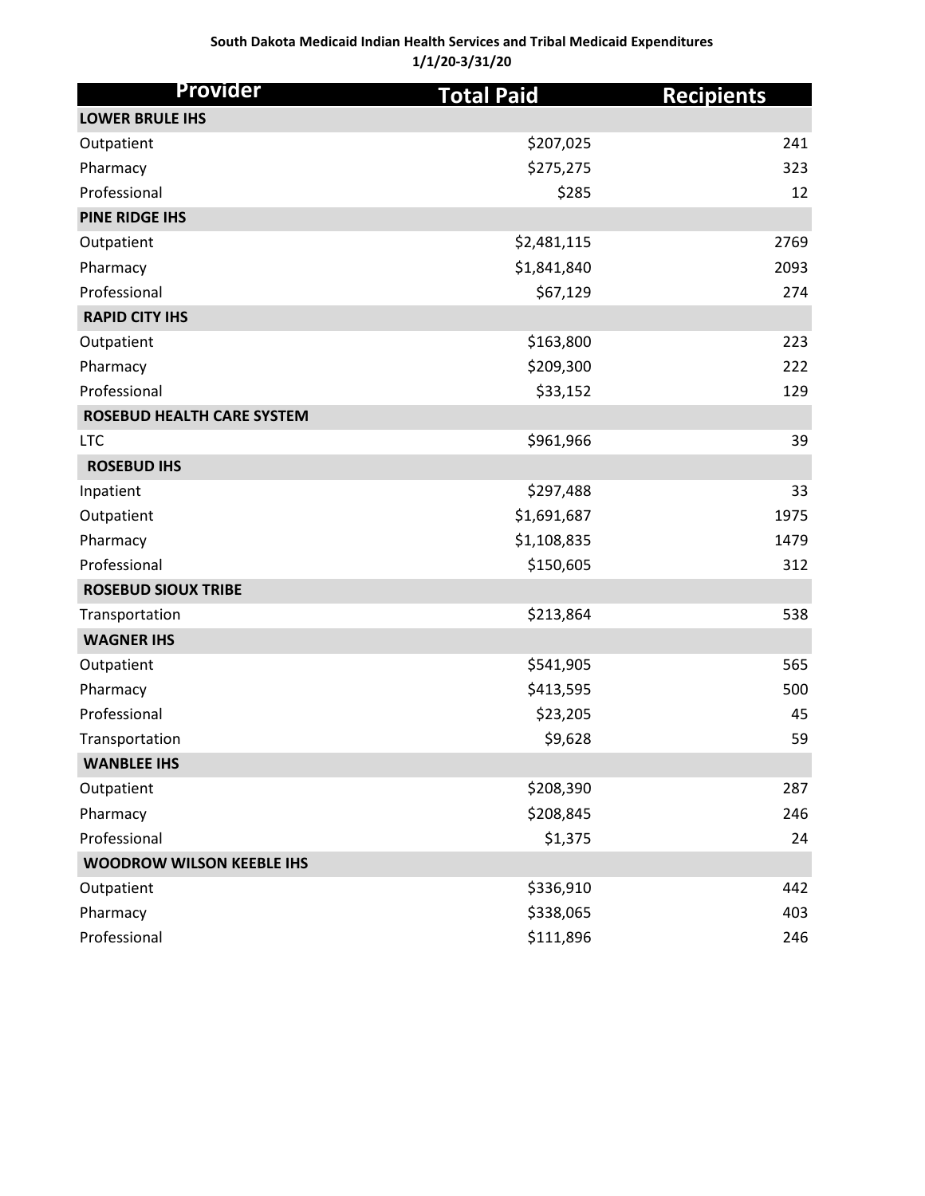**South Dakota Medicaid Indian Health Services and Tribal Medicaid Expenditures**
**1/1/20-3/31/20**

| Provider | Total Paid | Recipients |
|---|---|---|
| **LOWER BRULE IHS** | | |
| Outpatient | $207,025 | 241 |
| Pharmacy | $275,275 | 323 |
| Professional | $285 | 12 |
| **PINE RIDGE IHS** | | |
| Outpatient | $2,481,115 | 2769 |
| Pharmacy | $1,841,840 | 2093 |
| Professional | $67,129 | 274 |
| **RAPID CITY IHS** | | |
| Outpatient | $163,800 | 223 |
| Pharmacy | $209,300 | 222 |
| Professional | $33,152 | 129 |
| **ROSEBUD HEALTH CARE SYSTEM** | | |
| LTC | $961,966 | 39 |
| **ROSEBUD IHS** | | |
| Inpatient | $297,488 | 33 |
| Outpatient | $1,691,687 | 1975 |
| Pharmacy | $1,108,835 | 1479 |
| Professional | $150,605 | 312 |
| **ROSEBUD SIOUX TRIBE** | | |
| Transportation | $213,864 | 538 |
| **WAGNER IHS** | | |
| Outpatient | $541,905 | 565 |
| Pharmacy | $413,595 | 500 |
| Professional | $23,205 | 45 |
| Transportation | $9,628 | 59 |
| **WANBLEE IHS** | | |
| Outpatient | $208,390 | 287 |
| Pharmacy | $208,845 | 246 |
| Professional | $1,375 | 24 |
| **WOODROW WILSON KEEBLE IHS** | | |
| Outpatient | $336,910 | 442 |
| Pharmacy | $338,065 | 403 |
| Professional | $111,896 | 246 |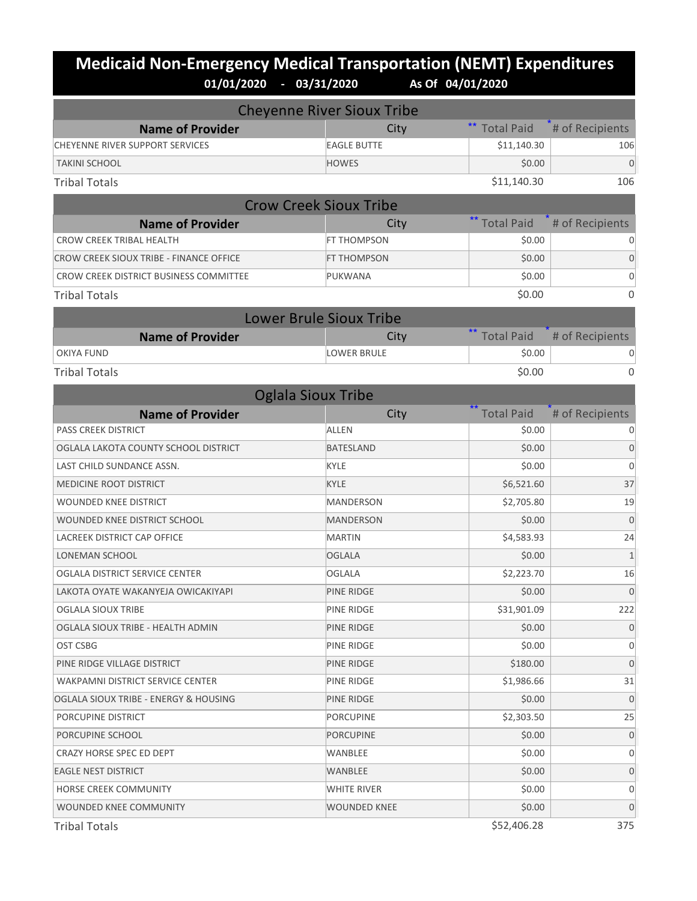# Medicaid Non-Emergency Medical Transportation (NEMT) Expenditures

**01/01/2020 - 03/31/2020 As Of 04/01/2020**

## Cheyenne River Sioux Tribe

| Name of Provider | City | ** Total Paid | * # of Recipients |
|---|---|---|---|
| CHEYENNE RIVER SUPPORT SERVICES | EAGLE BUTTE | $11,140.30 | 106 |
| TAKINI SCHOOL | HOWES | $0.00 | 0 |
| Tribal Totals | | $11,140.30 | 106 |

## Crow Creek Sioux Tribe

| Name of Provider | City | ** Total Paid | * # of Recipients |
|---|---|---|---|
| CROW CREEK TRIBAL HEALTH | FT THOMPSON | $0.00 | 0 |
| CROW CREEK SIOUX TRIBE - FINANCE OFFICE | FT THOMPSON | $0.00 | 0 |
| CROW CREEK DISTRICT BUSINESS COMMITTEE | PUKWANA | $0.00 | 0 |
| Tribal Totals | | $0.00 | 0 |

## Lower Brule Sioux Tribe

| Name of Provider | City | ** Total Paid | * # of Recipients |
|---|---|---|---|
| OKIYA FUND | LOWER BRULE | $0.00 | 0 |
| Tribal Totals | | $0.00 | 0 |

## Oglala Sioux Tribe

| Name of Provider | City | ** Total Paid | * # of Recipients |
|---|---|---|---|
| PASS CREEK DISTRICT | ALLEN | $0.00 | 0 |
| OGLALA LAKOTA COUNTY SCHOOL DISTRICT | BATESLAND | $0.00 | 0 |
| LAST CHILD SUNDANCE ASSN. | KYLE | $0.00 | 0 |
| MEDICINE ROOT DISTRICT | KYLE | $6,521.60 | 37 |
| WOUNDED KNEE DISTRICT | MANDERSON | $2,705.80 | 19 |
| WOUNDED KNEE DISTRICT SCHOOL | MANDERSON | $0.00 | 0 |
| LACREEK DISTRICT CAP OFFICE | MARTIN | $4,583.93 | 24 |
| LONEMAN SCHOOL | OGLALA | $0.00 | 1 |
| OGLALA DISTRICT SERVICE CENTER | OGLALA | $2,223.70 | 16 |
| LAKOTA OYATE WAKANYEJA OWICAKIYAPI | PINE RIDGE | $0.00 | 0 |
| OGLALA SIOUX TRIBE | PINE RIDGE | $31,901.09 | 222 |
| OGLALA SIOUX TRIBE - HEALTH ADMIN | PINE RIDGE | $0.00 | 0 |
| OST CSBG | PINE RIDGE | $0.00 | 0 |
| PINE RIDGE VILLAGE DISTRICT | PINE RIDGE | $180.00 | 0 |
| WAKPAMNI DISTRICT SERVICE CENTER | PINE RIDGE | $1,986.66 | 31 |
| OGLALA SIOUX TRIBE - ENERGY & HOUSING | PINE RIDGE | $0.00 | 0 |
| PORCUPINE DISTRICT | PORCUPINE | $2,303.50 | 25 |
| PORCUPINE SCHOOL | PORCUPINE | $0.00 | 0 |
| CRAZY HORSE SPEC ED DEPT | WANBLEE | $0.00 | 0 |
| EAGLE NEST DISTRICT | WANBLEE | $0.00 | 0 |
| HORSE CREEK COMMUNITY | WHITE RIVER | $0.00 | 0 |
| WOUNDED KNEE COMMUNITY | WOUNDED KNEE | $0.00 | 0 |
| Tribal Totals | | $52,406.28 | 375 |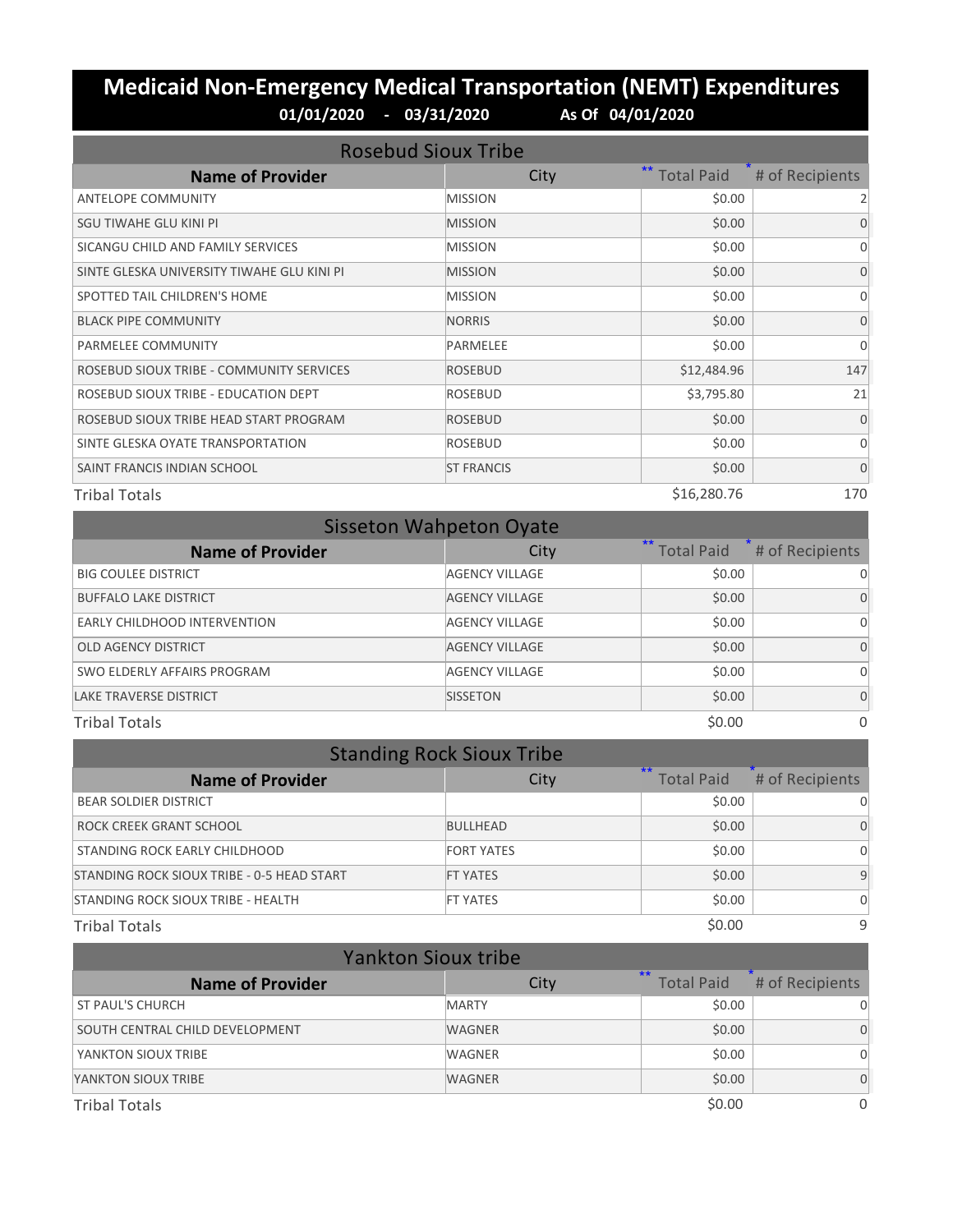# Medicaid Non-Emergency Medical Transportation (NEMT) Expenditures

**01/01/2020 - 03/31/2020 As Of 04/01/2020**

## Rosebud Sioux Tribe

| Name of Provider | City | ** Total Paid | * # of Recipients |
|---|---|---|---|
| ANTELOPE COMMUNITY | MISSION | $0.00 | 2 |
| SGU TIWAHE GLU KINI PI | MISSION | $0.00 | 0 |
| SICANGU CHILD AND FAMILY SERVICES | MISSION | $0.00 | 0 |
| SINTE GLESKA UNIVERSITY TIWAHE GLU KINI PI | MISSION | $0.00 | 0 |
| SPOTTED TAIL CHILDREN'S HOME | MISSION | $0.00 | 0 |
| BLACK PIPE COMMUNITY | NORRIS | $0.00 | 0 |
| PARMELEE COMMUNITY | PARMELEE | $0.00 | 0 |
| ROSEBUD SIOUX TRIBE - COMMUNITY SERVICES | ROSEBUD | $12,484.96 | 147 |
| ROSEBUD SIOUX TRIBE - EDUCATION DEPT | ROSEBUD | $3,795.80 | 21 |
| ROSEBUD SIOUX TRIBE HEAD START PROGRAM | ROSEBUD | $0.00 | 0 |
| SINTE GLESKA OYATE TRANSPORTATION | ROSEBUD | $0.00 | 0 |
| SAINT FRANCIS INDIAN SCHOOL | ST FRANCIS | $0.00 | 0 |
| Tribal Totals | | $16,280.76 | 170 |

## Sisseton Wahpeton Oyate

| Name of Provider | City | ** Total Paid | * # of Recipients |
|---|---|---|---|
| BIG COULEE DISTRICT | AGENCY VILLAGE | $0.00 | 0 |
| BUFFALO LAKE DISTRICT | AGENCY VILLAGE | $0.00 | 0 |
| EARLY CHILDHOOD INTERVENTION | AGENCY VILLAGE | $0.00 | 0 |
| OLD AGENCY DISTRICT | AGENCY VILLAGE | $0.00 | 0 |
| SWO ELDERLY AFFAIRS PROGRAM | AGENCY VILLAGE | $0.00 | 0 |
| LAKE TRAVERSE DISTRICT | SISSETON | $0.00 | 0 |
| Tribal Totals | | $0.00 | 0 |

## Standing Rock Sioux Tribe

| Name of Provider | City | ** Total Paid | * # of Recipients |
|---|---|---|---|
| BEAR SOLDIER DISTRICT | | $0.00 | 0 |
| ROCK CREEK GRANT SCHOOL | BULLHEAD | $0.00 | 0 |
| STANDING ROCK EARLY CHILDHOOD | FORT YATES | $0.00 | 0 |
| STANDING ROCK SIOUX TRIBE - 0-5 HEAD START | FT YATES | $0.00 | 9 |
| STANDING ROCK SIOUX TRIBE - HEALTH | FT YATES | $0.00 | 0 |
| Tribal Totals | | $0.00 | 9 |

## Yankton Sioux tribe

| Name of Provider | City | ** Total Paid | * # of Recipients |
|---|---|---|---|
| ST PAUL'S CHURCH | MARTY | $0.00 | 0 |
| SOUTH CENTRAL CHILD DEVELOPMENT | WAGNER | $0.00 | 0 |
| YANKTON SIOUX TRIBE | WAGNER | $0.00 | 0 |
| YANKTON SIOUX TRIBE | WAGNER | $0.00 | 0 |
| Tribal Totals | | $0.00 | 0 |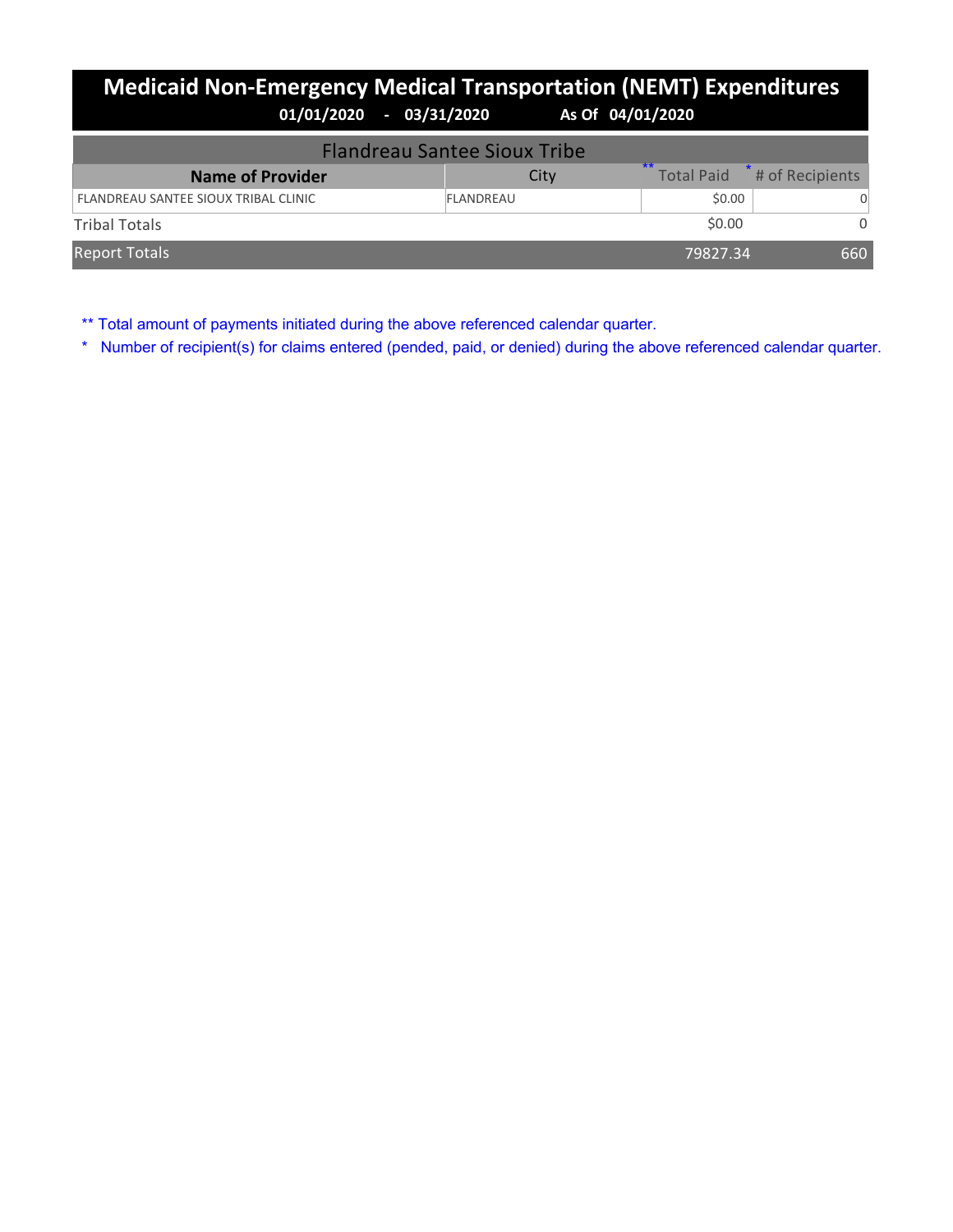# Medicaid Non-Emergency Medical Transportation (NEMT) Expenditures

**01/01/2020 - 03/31/2020 As Of 04/01/2020**

## Flandreau Santee Sioux Tribe

| Name of Provider | City | ** Total Paid | * # of Recipients |
|---|---|---|---|
| FLANDREAU SANTEE SIOUX TRIBAL CLINIC | FLANDREAU | $0.00 | 0 |
| Tribal Totals | | $0.00 | 0 |
| Report Totals | | 79827.34 | 660 |

** Total amount of payments initiated during the above referenced calendar quarter.

* Number of recipient(s) for claims entered (pended, paid, or denied) during the above referenced calendar quarter.